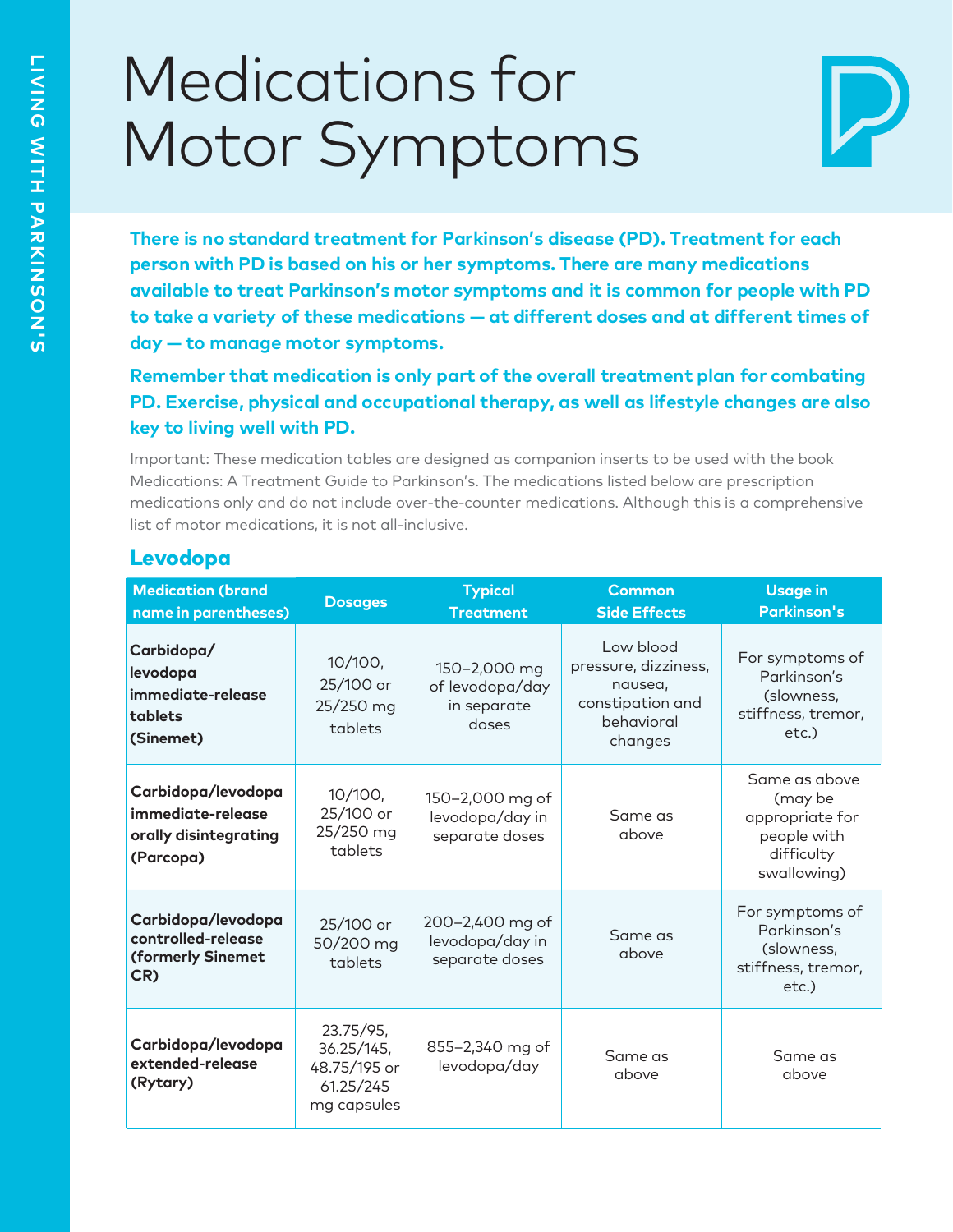# Medications for Motor Symptoms

**There is no standard treatment for Parkinson's disease (PD). Treatment for each person with PD is based on his or her symptoms. There are many medications available to treat Parkinson's motor symptoms and it is common for people with PD to take a variety of these medications — at different doses and at different times of day — to manage motor symptoms.**

**Remember that medication is only part of the overall treatment plan for combating PD. Exercise, physical and occupational therapy, as well as lifestyle changes are also key to living well with PD.**

Important: These medication tables are designed as companion inserts to be used with the book Medications: A Treatment Guide to Parkinson's. The medications listed below are prescription medications only and do not include over-the-counter medications. Although this is a comprehensive list of motor medications, it is not all-inclusive.

## Levodopa

| Medication (brand name in parentheses) | Dosages | Typical Treatment | Common Side Effects | Usage in Parkinson's |
|---|---|---|---|---|
| **Carbidopa/ levodopa immediate-release tablets (Sinemet)** | 10/100, 25/100 or 25/250 mg tablets | 150–2,000 mg of levodopa/day in separate doses | Low blood pressure, dizziness, nausea, constipation and behavioral changes | For symptoms of Parkinson's (slowness, stiffness, tremor, etc.) |
| **Carbidopa/levodopa immediate-release orally disintegrating (Parcopa)** | 10/100, 25/100 or 25/250 mg tablets | 150–2,000 mg of levodopa/day in separate doses | Same as above | Same as above (may be appropriate for people with difficulty swallowing) |
| **Carbidopa/levodopa controlled-release (formerly Sinemet CR)** | 25/100 or 50/200 mg tablets | 200–2,400 mg of levodopa/day in separate doses | Same as above | For symptoms of Parkinson's (slowness, stiffness, tremor, etc.) |
| **Carbidopa/levodopa extended-release (Rytary)** | 23.75/95, 36.25/145, 48.75/195 or 61.25/245 mg capsules | 855–2,340 mg of levodopa/day | Same as above | Same as above |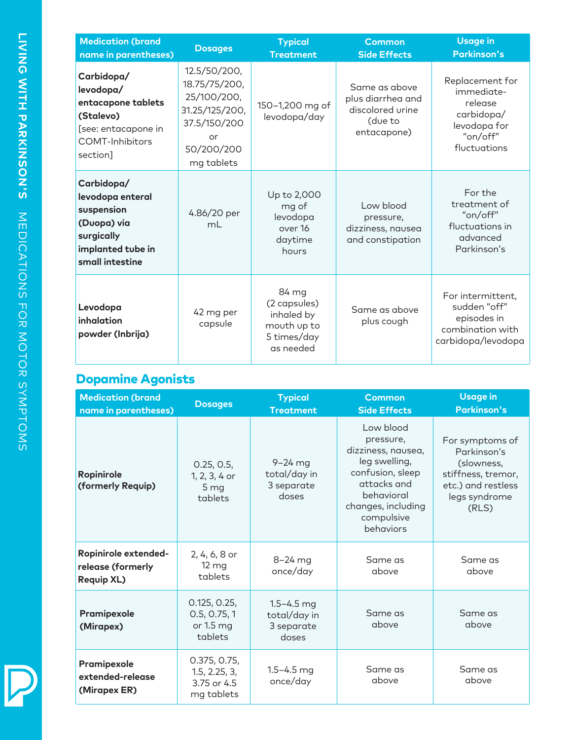| Medication (brand name in parentheses) | Dosages | Typical Treatment | Common Side Effects | Usage in Parkinson's |
|---|---|---|---|---|
| **Carbidopa/ levodopa/ entacapone tablets (Stalevo)** [see: entacapone in COMT-Inhibitors section] | 12.5/50/200, 18.75/75/200, 25/100/200, 31.25/125/200, 37.5/150/200 or 50/200/200 mg tablets | 150–1,200 mg of levodopa/day | Same as above plus diarrhea and discolored urine (due to entacapone) | Replacement for immediate-release carbidopa/ levodopa for "on/off" fluctuations |
| **Carbidopa/ levodopa enteral suspension (Duopa) via surgically implanted tube in small intestine** | 4.86/20 per mL | Up to 2,000 mg of levodopa over 16 daytime hours | Low blood pressure, dizziness, nausea and constipation | For the treatment of "on/off" fluctuations in advanced Parkinson's |
| **Levodopa inhalation powder (Inbrija)** | 42 mg per capsule | 84 mg (2 capsules) inhaled by mouth up to 5 times/day as needed | Same as above plus cough | For intermittent, sudden "off" episodes in combination with carbidopa/levodopa |

## Dopamine Agonists

| Medication (brand name in parentheses) | Dosages | Typical Treatment | Common Side Effects | Usage in Parkinson's |
|---|---|---|---|---|
| **Ropinirole (formerly Requip)** | 0.25, 0.5, 1, 2, 3, 4 or 5 mg tablets | 9–24 mg total/day in 3 separate doses | Low blood pressure, dizziness, nausea, leg swelling, confusion, sleep attacks and behavioral changes, including compulsive behaviors | For symptoms of Parkinson's (slowness, stiffness, tremor, etc.) and restless legs syndrome (RLS) |
| **Ropinirole extended-release (formerly Requip XL)** | 2, 4, 6, 8 or 12 mg tablets | 8–24 mg once/day | Same as above | Same as above |
| **Pramipexole (Mirapex)** | 0.125, 0.25, 0.5, 0.75, 1 or 1.5 mg tablets | 1.5–4.5 mg total/day in 3 separate doses | Same as above | Same as above |
| **Pramipexole extended-release (Mirapex ER)** | 0.375, 0.75, 1.5, 2.25, 3, 3.75 or 4.5 mg tablets | 1.5–4.5 mg once/day | Same as above | Same as above |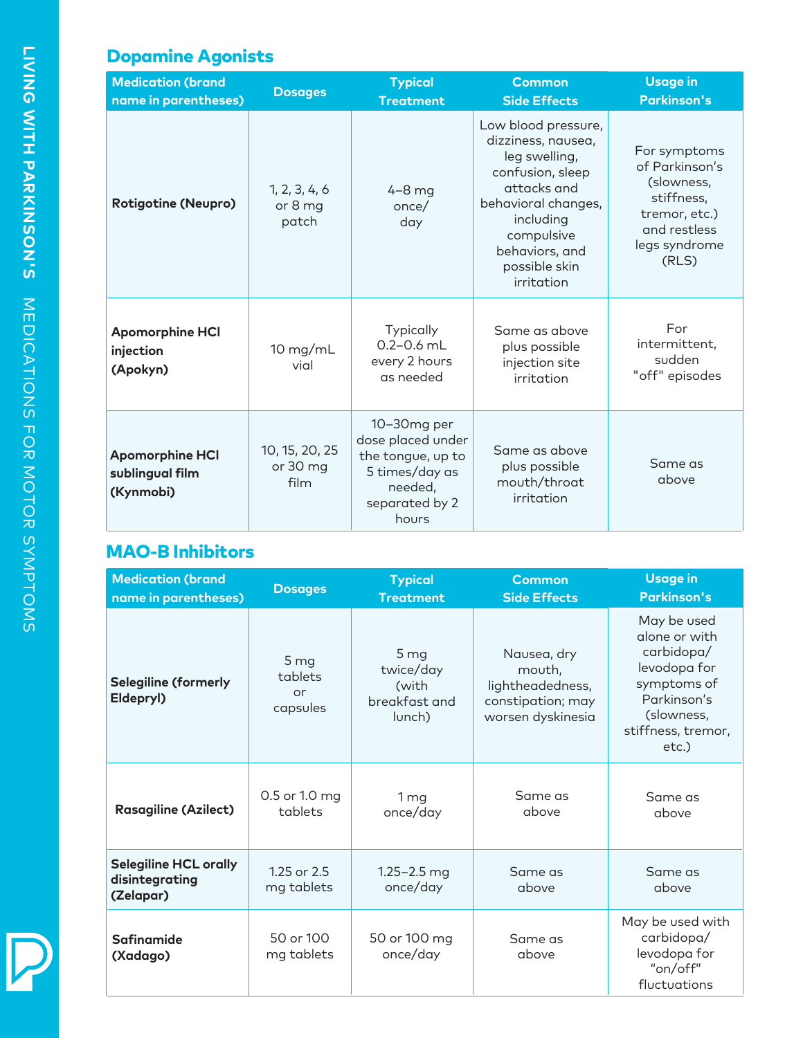## Dopamine Agonists

| Medication (brand name in parentheses) | Dosages | Typical Treatment | Common Side Effects | Usage in Parkinson's |
|---|---|---|---|---|
| **Rotigotine (Neupro)** | 1, 2, 3, 4, 6 or 8 mg patch | 4–8 mg once/ day | Low blood pressure, dizziness, nausea, leg swelling, confusion, sleep attacks and behavioral changes, including compulsive behaviors, and possible skin irritation | For symptoms of Parkinson's (slowness, stiffness, tremor, etc.) and restless legs syndrome (RLS) |
| **Apomorphine HCl injection (Apokyn)** | 10 mg/mL vial | Typically 0.2–0.6 mL every 2 hours as needed | Same as above plus possible injection site irritation | For intermittent, sudden "off" episodes |
| **Apomorphine HCl sublingual film (Kynmobi)** | 10, 15, 20, 25 or 30 mg film | 10–30mg per dose placed under the tongue, up to 5 times/day as needed, separated by 2 hours | Same as above plus possible mouth/throat irritation | Same as above |

## MAO-B Inhibitors

| Medication (brand name in parentheses) | Dosages | Typical Treatment | Common Side Effects | Usage in Parkinson's |
|---|---|---|---|---|
| **Selegiline (formerly Eldepryl)** | 5 mg tablets or capsules | 5 mg twice/day (with breakfast and lunch) | Nausea, dry mouth, lightheadedness, constipation; may worsen dyskinesia | May be used alone or with carbidopa/ levodopa for symptoms of Parkinson's (slowness, stiffness, tremor, etc.) |
| **Rasagiline (Azilect)** | 0.5 or 1.0 mg tablets | 1 mg once/day | Same as above | Same as above |
| **Selegiline HCL orally disintegrating (Zelapar)** | 1.25 or 2.5 mg tablets | 1.25–2.5 mg once/day | Same as above | Same as above |
| **Safinamide (Xadago)** | 50 or 100 mg tablets | 50 or 100 mg once/day | Same as above | May be used with carbidopa/ levodopa for "on/off" fluctuations |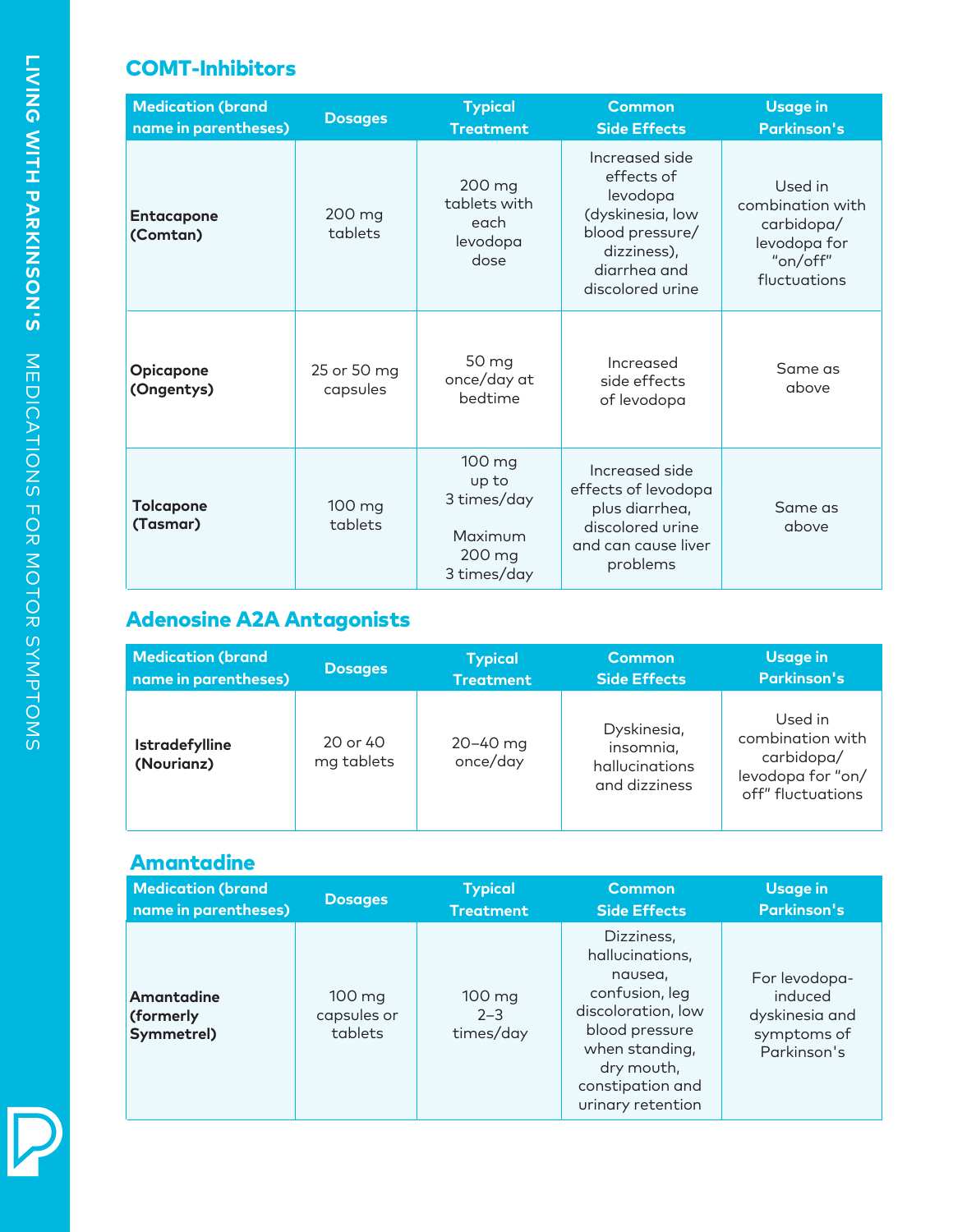## COMT-Inhibitors

| Medication (brand name in parentheses) | Dosages | Typical Treatment | Common Side Effects | Usage in Parkinson's |
| --- | --- | --- | --- | --- |
| **Entacapone (Comtan)** | 200 mg tablets | 200 mg tablets with each levodopa dose | Increased side effects of levodopa (dyskinesia, low blood pressure/ dizziness), diarrhea and discolored urine | Used in combination with carbidopa/ levodopa for "on/off" fluctuations |
| **Opicapone (Ongentys)** | 25 or 50 mg capsules | 50 mg once/day at bedtime | Increased side effects of levodopa | Same as above |
| **Tolcapone (Tasmar)** | 100 mg tablets | 100 mg up to 3 times/day<br><br>Maximum 200 mg 3 times/day | Increased side effects of levodopa plus diarrhea, discolored urine and can cause liver problems | Same as above |

## Adenosine A2A Antagonists

| Medication (brand name in parentheses) | Dosages | Typical Treatment | Common Side Effects | Usage in Parkinson's |
| --- | --- | --- | --- | --- |
| **Istradefylline (Nourianz)** | 20 or 40 mg tablets | 20–40 mg once/day | Dyskinesia, insomnia, hallucinations and dizziness | Used in combination with carbidopa/ levodopa for "on/ off" fluctuations |

## Amantadine

| Medication (brand name in parentheses) | Dosages | Typical Treatment | Common Side Effects | Usage in Parkinson's |
| --- | --- | --- | --- | --- |
| **Amantadine (formerly Symmetrel)** | 100 mg capsules or tablets | 100 mg 2–3 times/day | Dizziness, hallucinations, nausea, confusion, leg discoloration, low blood pressure when standing, dry mouth, constipation and urinary retention | For levodopa-induced dyskinesia and symptoms of Parkinson's |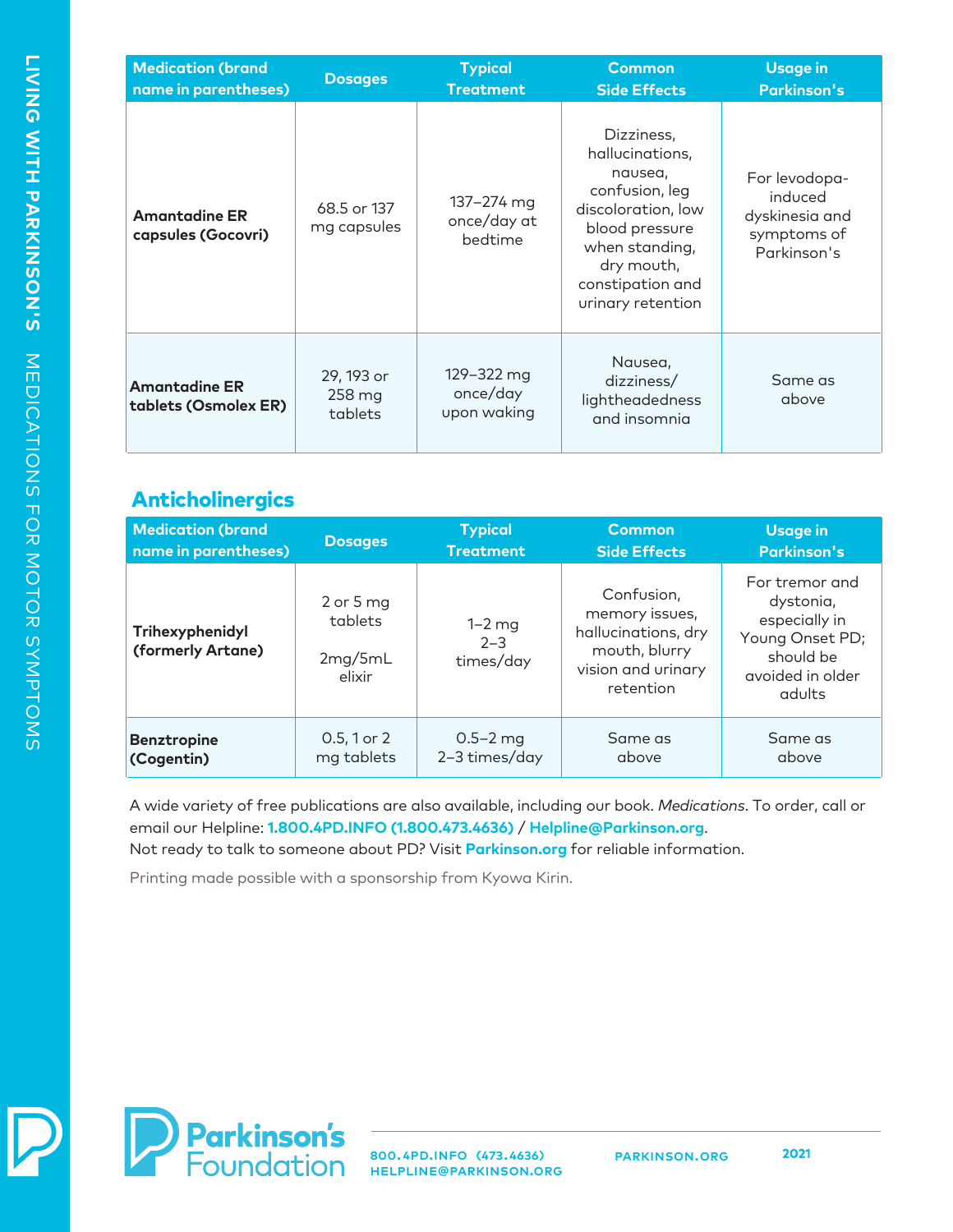| Medication (brand name in parentheses) | Dosages | Typical Treatment | Common Side Effects | Usage in Parkinson's |
|---|---|---|---|---|
| **Amantadine ER capsules (Gocovri)** | 68.5 or 137 mg capsules | 137–274 mg once/day at bedtime | Dizziness, hallucinations, nausea, confusion, leg discoloration, low blood pressure when standing, dry mouth, constipation and urinary retention | For levodopa-induced dyskinesia and symptoms of Parkinson's |
| **Amantadine ER tablets (Osmolex ER)** | 29, 193 or 258 mg tablets | 129–322 mg once/day upon waking | Nausea, dizziness/ lightheadedness and insomnia | Same as above |

## Anticholinergics

| Medication (brand name in parentheses) | Dosages | Typical Treatment | Common Side Effects | Usage in Parkinson's |
|---|---|---|---|---|
| **Trihexyphenidyl (formerly Artane)** | 2 or 5 mg tablets<br><br>2mg/5mL elixir | 1–2 mg 2–3 times/day | Confusion, memory issues, hallucinations, dry mouth, blurry vision and urinary retention | For tremor and dystonia, especially in Young Onset PD; should be avoided in older adults |
| **Benztropine (Cogentin)** | 0.5, 1 or 2 mg tablets | 0.5–2 mg 2–3 times/day | Same as above | Same as above |

A wide variety of free publications are also available, including our book. *Medications*. To order, call or email our Helpline: **1.800.4PD.INFO (1.800.473.4636)** / **Helpline@Parkinson.org**.
Not ready to talk to someone about PD? Visit **Parkinson.org** for reliable information.

Printing made possible with a sponsorship from Kyowa Kirin.

Parkinson's Foundation

800.4PD.INFO (473.4636)
HELPLINE@PARKINSON.ORG

PARKINSON.ORG

2021